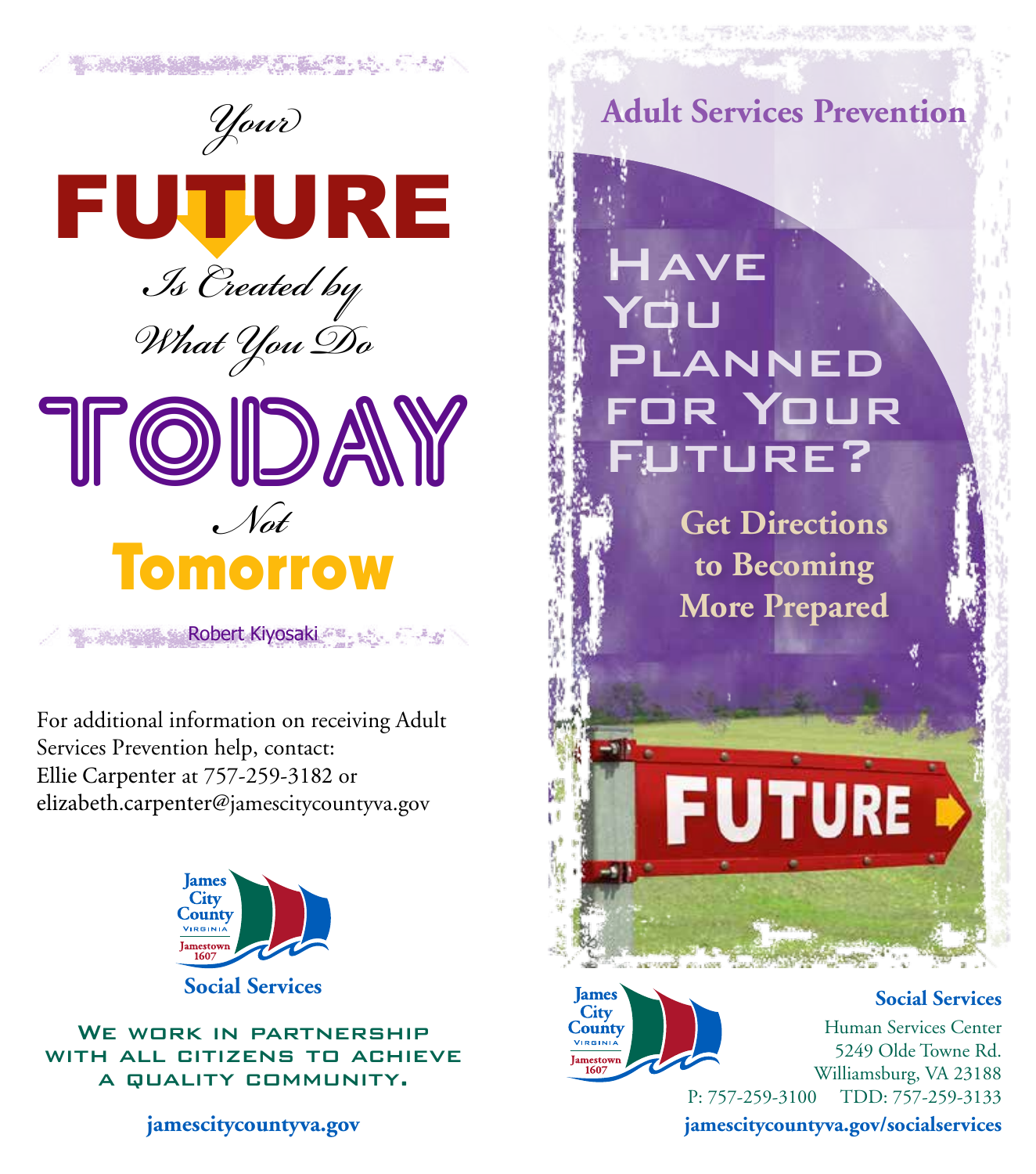*Your*

# FUTURE

*Is Created by What You Do*

# TODAY

*Not*

## Tomorrow

Robert Kiyosaki

For additional information on receiving Adult Services Prevention help, contact:
Ellie Carpenter at 757-259-3182 or
elizabeth.carpenter@jamescitycountyva.gov

James City County
VIRGINIA
Jamestown 1607

**Social Services**

WE WORK IN PARTNERSHIP WITH ALL CITIZENS TO ACHIEVE A QUALITY COMMUNITY.

**jamescitycountyva.gov**

## Adult Services Prevention

# Have You Planned for Your Future?

**Get Directions to Becoming More Prepared**

FUTURE

James City County
VIRGINIA
Jamestown 1607

**Social Services**
Human Services Center
5249 Olde Towne Rd.
Williamsburg, VA 23188
P: 757-259-3100 TDD: 757-259-3133
**jamescitycountyva.gov/socialservices**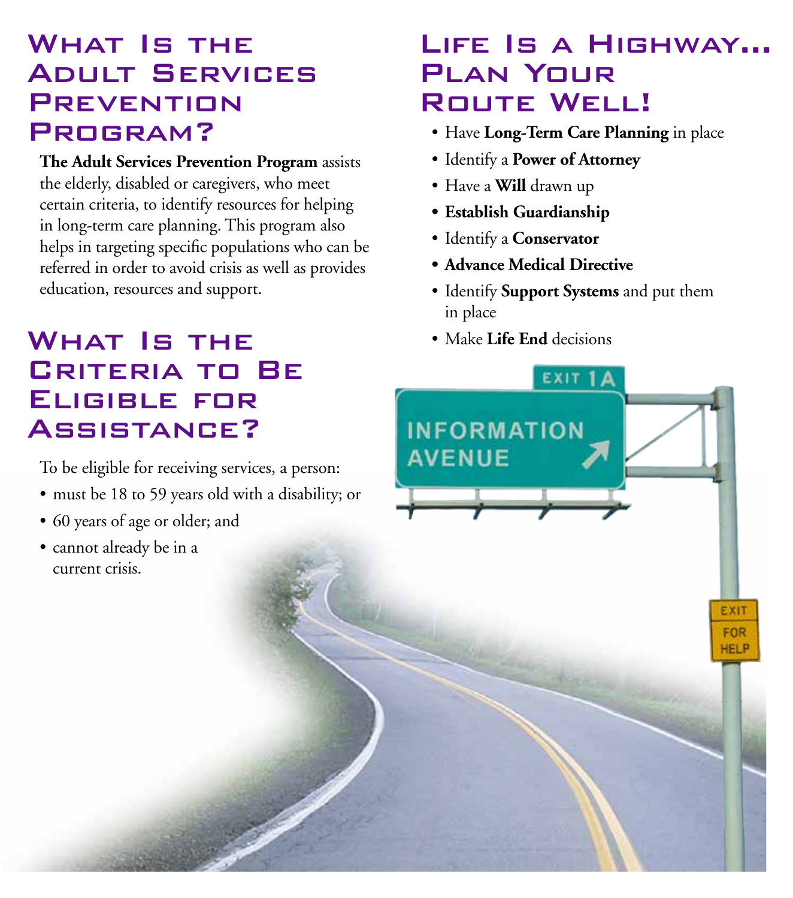## What Is the Adult Services Prevention Program?

**The Adult Services Prevention Program** assists the elderly, disabled or caregivers, who meet certain criteria, to identify resources for helping in long-term care planning. This program also helps in targeting specific populations who can be referred in order to avoid crisis as well as provides education, resources and support.

## What Is the Criteria to Be Eligible for Assistance?

To be eligible for receiving services, a person:

- must be 18 to 59 years old with a disability; or
- 60 years of age or older; and
- cannot already be in a current crisis.

## Life Is a Highway... Plan Your Route Well!

- Have **Long-Term Care Planning** in place
- Identify a **Power of Attorney**
- Have a **Will** drawn up
- **Establish Guardianship**
- Identify a **Conservator**
- **Advance Medical Directive**
- Identify **Support Systems** and put them in place
- Make **Life End** decisions

EXIT 1A

INFORMATION AVENUE

EXIT FOR HELP